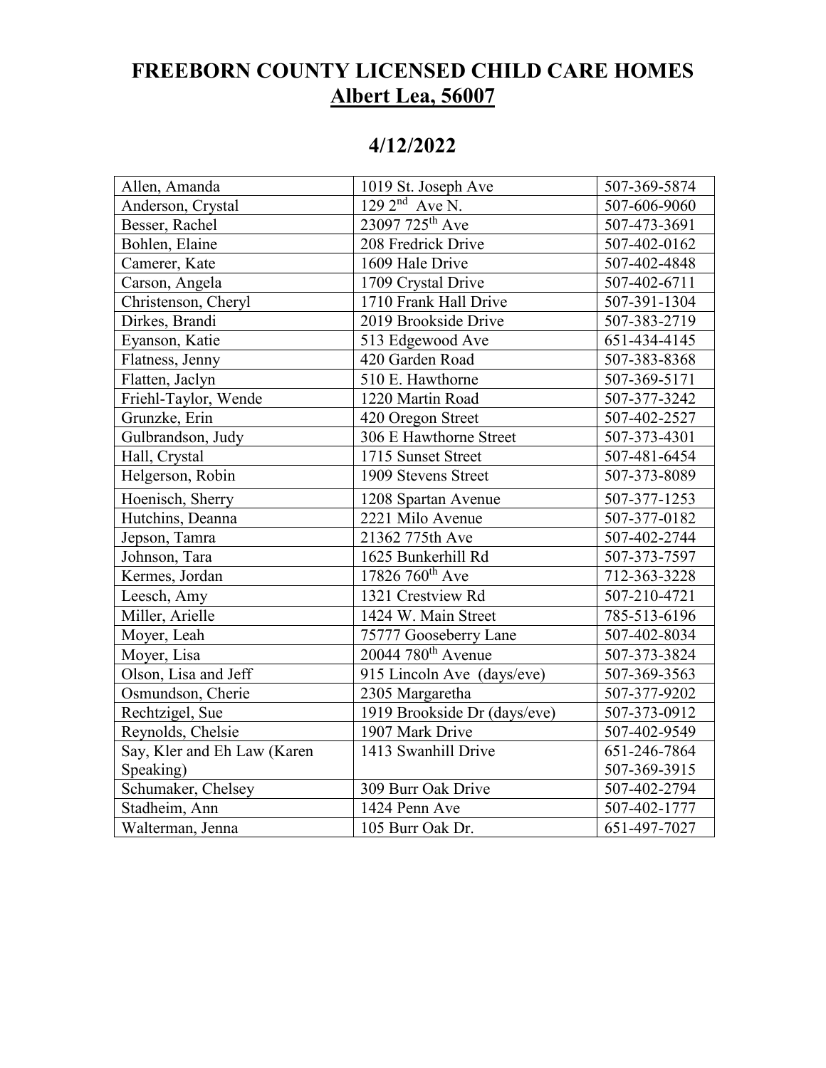# FREEBORN COUNTY LICENSED CHILD CARE HOMES
## Albert Lea, 56007

## 4/12/2022

| | | |
|---|---|---|
| Allen, Amanda | 1019 St. Joseph Ave | 507-369-5874 |
| Anderson, Crystal | 129 2nd Ave N. | 507-606-9060 |
| Besser, Rachel | 23097 725th Ave | 507-473-3691 |
| Bohlen, Elaine | 208 Fredrick Drive | 507-402-0162 |
| Camerer, Kate | 1609 Hale Drive | 507-402-4848 |
| Carson, Angela | 1709 Crystal Drive | 507-402-6711 |
| Christenson, Cheryl | 1710 Frank Hall Drive | 507-391-1304 |
| Dirkes, Brandi | 2019 Brookside Drive | 507-383-2719 |
| Eyanson, Katie | 513 Edgewood Ave | 651-434-4145 |
| Flatness, Jenny | 420 Garden Road | 507-383-8368 |
| Flatten, Jaclyn | 510 E. Hawthorne | 507-369-5171 |
| Friehl-Taylor, Wende | 1220 Martin Road | 507-377-3242 |
| Grunzke, Erin | 420 Oregon Street | 507-402-2527 |
| Gulbrandson, Judy | 306 E Hawthorne Street | 507-373-4301 |
| Hall, Crystal | 1715 Sunset Street | 507-481-6454 |
| Helgerson, Robin | 1909 Stevens Street | 507-373-8089 |
| Hoenisch, Sherry | 1208 Spartan Avenue | 507-377-1253 |
| Hutchins, Deanna | 2221 Milo Avenue | 507-377-0182 |
| Jepson, Tamra | 21362 775th Ave | 507-402-2744 |
| Johnson, Tara | 1625 Bunkerhill Rd | 507-373-7597 |
| Kermes, Jordan | 17826 760th Ave | 712-363-3228 |
| Leesch, Amy | 1321 Crestview Rd | 507-210-4721 |
| Miller, Arielle | 1424 W. Main Street | 785-513-6196 |
| Moyer, Leah | 75777 Gooseberry Lane | 507-402-8034 |
| Moyer, Lisa | 20044 780th Avenue | 507-373-3824 |
| Olson, Lisa and Jeff | 915 Lincoln Ave (days/eve) | 507-369-3563 |
| Osmundson, Cherie | 2305 Margaretha | 507-377-9202 |
| Rechtzigel, Sue | 1919 Brookside Dr (days/eve) | 507-373-0912 |
| Reynolds, Chelsie | 1907 Mark Drive | 507-402-9549 |
| Say, Kler and Eh Law (Karen Speaking) | 1413 Swanhill Drive | 651-246-7864 507-369-3915 |
| Schumaker, Chelsey | 309 Burr Oak Drive | 507-402-2794 |
| Stadheim, Ann | 1424 Penn Ave | 507-402-1777 |
| Walterman, Jenna | 105 Burr Oak Dr. | 651-497-7027 |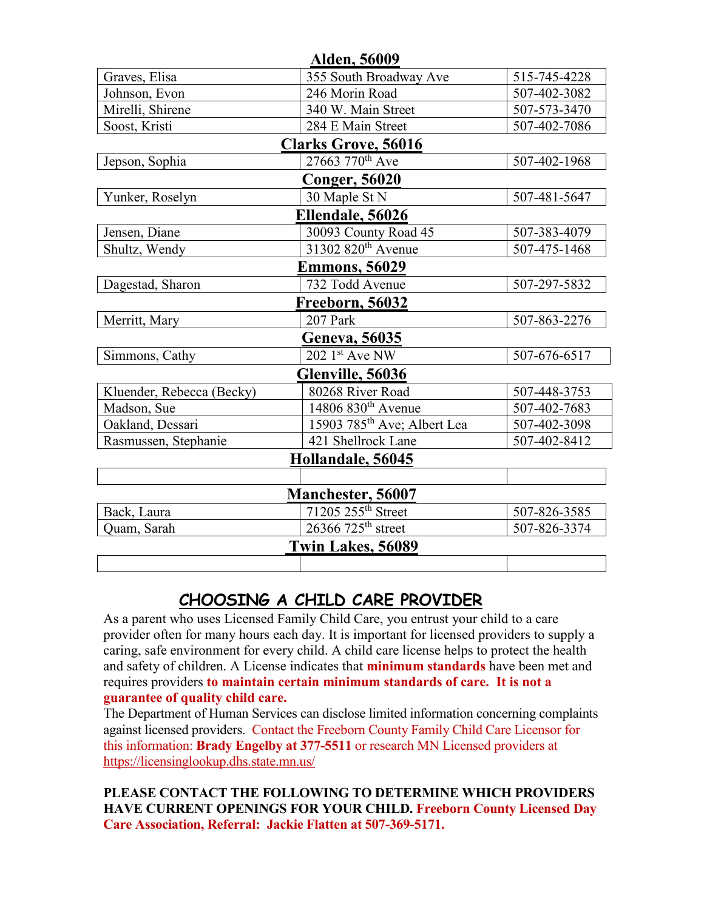## Alden, 56009

| | | |
|---|---|---|
| Graves, Elisa | 355 South Broadway Ave | 515-745-4228 |
| Johnson, Evon | 246 Morin Road | 507-402-3082 |
| Mirelli, Shirene | 340 W. Main Street | 507-573-3470 |
| Soost, Kristi | 284 E Main Street | 507-402-7086 |

## Clarks Grove, 56016

| | | |
|---|---|---|
| Jepson, Sophia | 27663 770th Ave | 507-402-1968 |

## Conger, 56020

| | | |
|---|---|---|
| Yunker, Roselyn | 30 Maple St N | 507-481-5647 |

## Ellendale, 56026

| | | |
|---|---|---|
| Jensen, Diane | 30093 County Road 45 | 507-383-4079 |
| Shultz, Wendy | 31302 820th Avenue | 507-475-1468 |

## Emmons, 56029

| | | |
|---|---|---|
| Dagestad, Sharon | 732 Todd Avenue | 507-297-5832 |

## Freeborn, 56032

| | | |
|---|---|---|
| Merritt, Mary | 207 Park | 507-863-2276 |

## Geneva, 56035

| | | |
|---|---|---|
| Simmons, Cathy | 202 1st Ave NW | 507-676-6517 |

## Glenville, 56036

| | | |
|---|---|---|
| Kluender, Rebecca (Becky) | 80268 River Road | 507-448-3753 |
| Madson, Sue | 14806 830th Avenue | 507-402-7683 |
| Oakland, Dessari | 15903 785th Ave; Albert Lea | 507-402-3098 |
| Rasmussen, Stephanie | 421 Shellrock Lane | 507-402-8412 |

## Hollandale, 56045

| | | |
|---|---|---|
| | | |

## Manchester, 56007

| | | |
|---|---|---|
| Back, Laura | 71205 255th Street | 507-826-3585 |
| Quam, Sarah | 26366 725th street | 507-826-3374 |

## Twin Lakes, 56089

| | | |
|---|---|---|
| | | |

# CHOOSING A CHILD CARE PROVIDER

As a parent who uses Licensed Family Child Care, you entrust your child to a care provider often for many hours each day. It is important for licensed providers to supply a caring, safe environment for every child. A child care license helps to protect the health and safety of children. A License indicates that **minimum standards** have been met and requires providers **to maintain certain minimum standards of care. It is not a guarantee of quality child care.**

The Department of Human Services can disclose limited information concerning complaints against licensed providers. Contact the Freeborn County Family Child Care Licensor for this information: **Brady Engelby at 377-5511** or research MN Licensed providers at https://licensinglookup.dhs.state.mn.us/

**PLEASE CONTACT THE FOLLOWING TO DETERMINE WHICH PROVIDERS HAVE CURRENT OPENINGS FOR YOUR CHILD. Freeborn County Licensed Day Care Association, Referral: Jackie Flatten at 507-369-5171.**